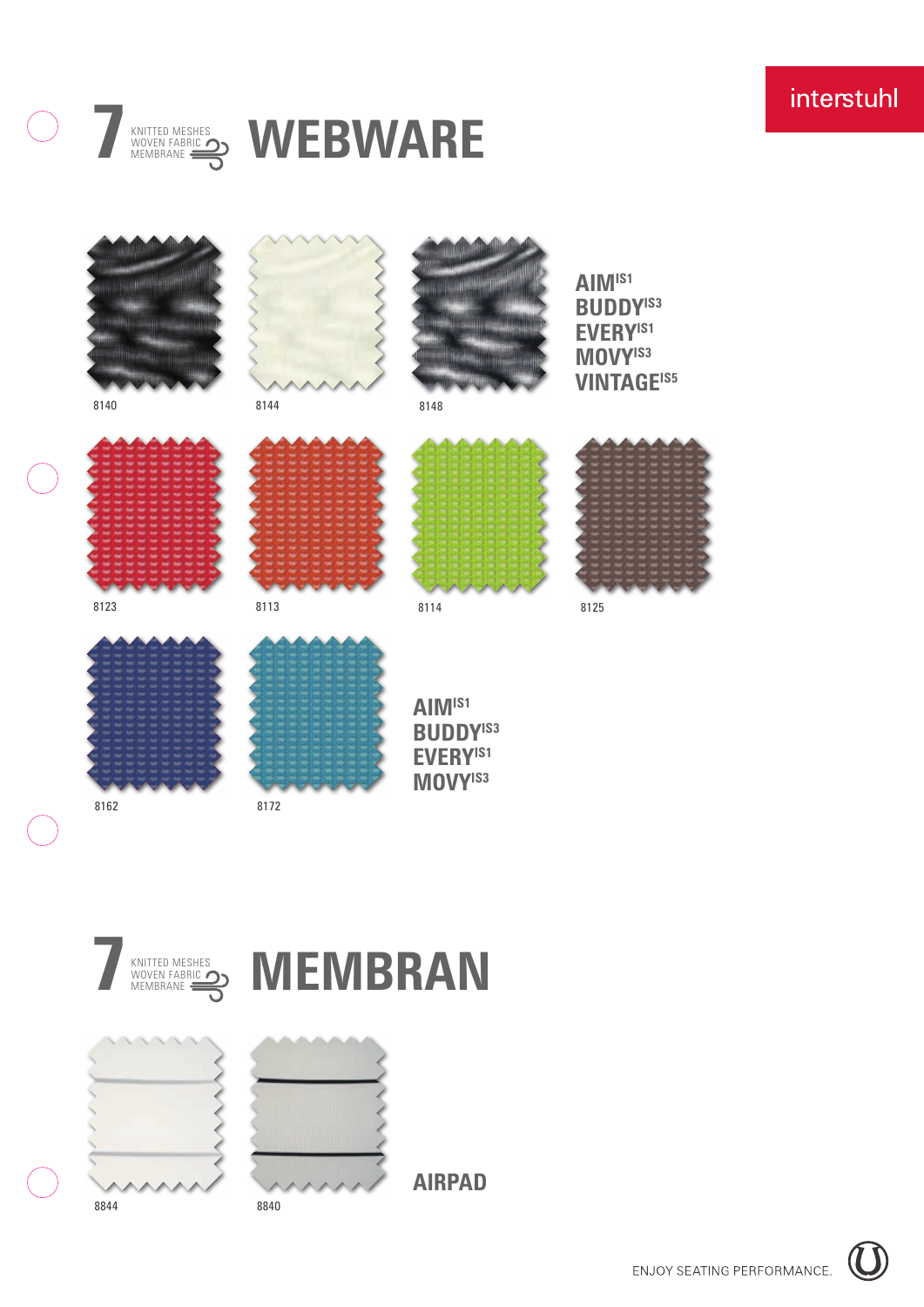interstuhl

# 7 WEBWARE

KNITTED MESHES
WOVEN FABRIC
MEMBRANE

8140

8144

8148

**AIM**[IS1]
**BUDDY**[IS3]
**EVERY**[IS1]
**MOVY**[IS3]
**VINTAGE**[IS5]

8123

8113

8114

8125

8162

8172

**AIM**[IS1]
**BUDDY**[IS3]
**EVERY**[IS1]
**MOVY**[IS3]

# 7 MEMBRAN

KNITTED MESHES
WOVEN FABRIC
MEMBRANE

8844

8840

**AIRPAD**

ENJOY SEATING PERFORMANCE.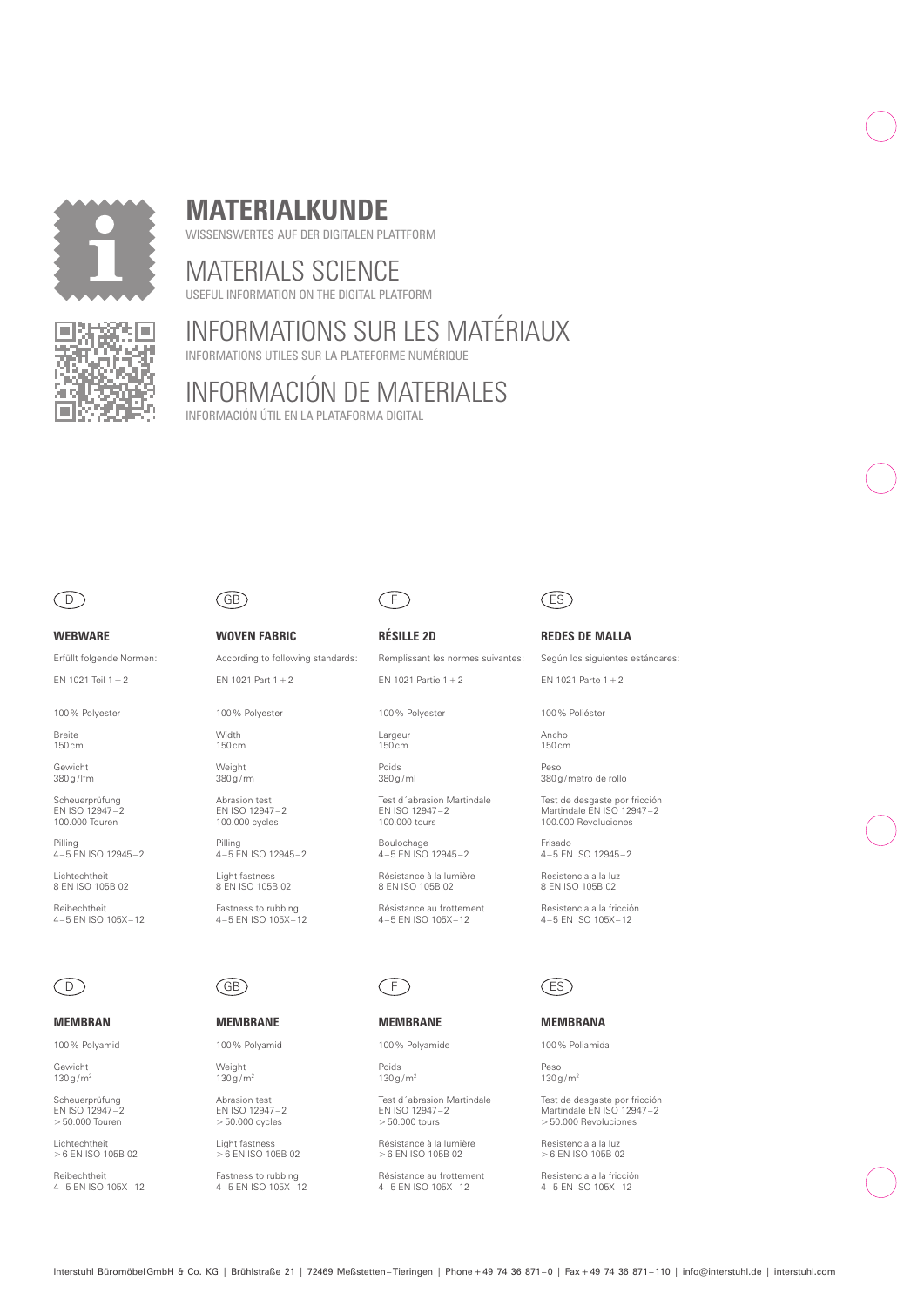# MATERIALKUNDE

WISSENSWERTES AUF DER DIGITALEN PLATTFORM

# MATERIALS SCIENCE

USEFUL INFORMATION ON THE DIGITAL PLATFORM

# INFORMATIONS SUR LES MATÉRIAUX

INFORMATIONS UTILES SUR LA PLATEFORME NUMÉRIQUE

# INFORMACIÓN DE MATERIALES

INFORMACIÓN ÚTIL EN LA PLATAFORMA DIGITAL

D

## WEBWARE

Erfüllt folgende Normen:

EN 1021 Teil 1 + 2

100 % Polyester

Breite
150 cm

Gewicht
380 g / lfm

Scheuerprüfung
EN ISO 12947 – 2
100.000 Touren

Pilling
4 – 5 EN ISO 12945 – 2

Lichtechtheit
8 EN ISO 105B 02

Reibechtheit
4 – 5 EN ISO 105X – 12

GB

## WOVEN FABRIC

According to following standards:

EN 1021 Part 1 + 2

100 % Polyester

Width
150 cm

Weight
380 g / rm

Abrasion test
EN ISO 12947 – 2
100.000 cycles

Pilling
4 – 5 EN ISO 12945 – 2

Light fastness
8 EN ISO 105B 02

Fastness to rubbing
4 – 5 EN ISO 105X – 12

F

## RÉSILLE 2D

Remplissant les normes suivantes:

EN 1021 Partie 1 + 2

100 % Polyester

Largeur
150 cm

Poids
380 g / ml

Test d´abrasion Martindale
EN ISO 12947 – 2
100.000 tours

Boulochage
4 – 5 EN ISO 12945 – 2

Résistance à la lumière
8 EN ISO 105B 02

Résistance au frottement
4 – 5 EN ISO 105X – 12

ES

## REDES DE MALLA

Según los siguientes estándares:

EN 1021 Parte 1 + 2

100 % Poliéster

Ancho
150 cm

Peso
380 g / metro de rollo

Test de desgaste por fricción
Martindale EN ISO 12947 – 2
100.000 Revoluciones

Frisado
4 – 5 EN ISO 12945 – 2

Resistencia a la luz
8 EN ISO 105B 02

Resistencia a la fricción
4 – 5 EN ISO 105X – 12

D

## MEMBRAN

100 % Polyamid

Gewicht
130 g / m²

Scheuerprüfung
EN ISO 12947 – 2
> 50.000 Touren

Lichtechtheit
> 6 EN ISO 105B 02

Reibechtheit
4 – 5 EN ISO 105X – 12

GB

## MEMBRANE

100 % Polyamid

Weight
130 g / m²

Abrasion test
EN ISO 12947 – 2
> 50.000 cycles

Light fastness
> 6 EN ISO 105B 02

Fastness to rubbing
4 – 5 EN ISO 105X – 12

F

## MEMBRANE

100 % Polyamide

Poids
130 g / m²

Test d´abrasion Martindale
EN ISO 12947 – 2
> 50.000 tours

Résistance à la lumière
> 6 EN ISO 105B 02

Résistance au frottement
4 – 5 EN ISO 105X – 12

ES

## MEMBRANA

100 % Poliamida

Peso
130 g / m²

Test de desgaste por fricción
Martindale EN ISO 12947 – 2
> 50.000 Revoluciones

Resistencia a la luz
> 6 EN ISO 105B 02

Resistencia a la fricción
4 – 5 EN ISO 105X – 12

Interstuhl Büromöbel GmbH & Co. KG | Brühlstraße 21 | 72469 Meßstetten – Tieringen | Phone + 49 74 36 871 – 0 | Fax + 49 74 36 871 – 110 | info@interstuhl.de | interstuhl.com